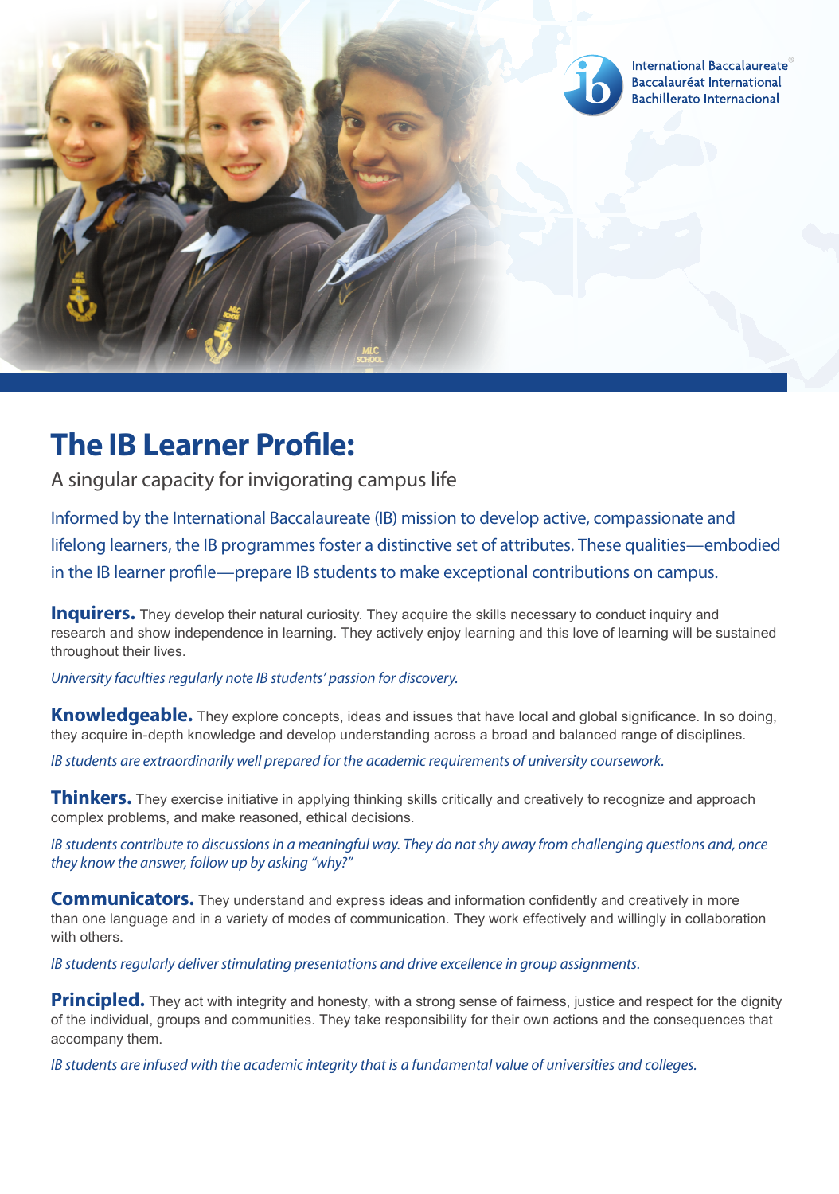International Baccalaureate®
Baccalauréat International
Bachillerato Internacional

# The IB Learner Profile:

A singular capacity for invigorating campus life

Informed by the International Baccalaureate (IB) mission to develop active, compassionate and lifelong learners, the IB programmes foster a distinctive set of attributes. These qualities—embodied in the IB learner profile—prepare IB students to make exceptional contributions on campus.

**Inquirers.** They develop their natural curiosity. They acquire the skills necessary to conduct inquiry and research and show independence in learning. They actively enjoy learning and this love of learning will be sustained throughout their lives.

*University faculties regularly note IB students' passion for discovery.*

**Knowledgeable.** They explore concepts, ideas and issues that have local and global significance. In so doing, they acquire in-depth knowledge and develop understanding across a broad and balanced range of disciplines.

*IB students are extraordinarily well prepared for the academic requirements of university coursework.*

**Thinkers.** They exercise initiative in applying thinking skills critically and creatively to recognize and approach complex problems, and make reasoned, ethical decisions.

*IB students contribute to discussions in a meaningful way. They do not shy away from challenging questions and, once they know the answer, follow up by asking "why?"*

**Communicators.** They understand and express ideas and information confidently and creatively in more than one language and in a variety of modes of communication. They work effectively and willingly in collaboration with others.

*IB students regularly deliver stimulating presentations and drive excellence in group assignments.*

**Principled.** They act with integrity and honesty, with a strong sense of fairness, justice and respect for the dignity of the individual, groups and communities. They take responsibility for their own actions and the consequences that accompany them.

*IB students are infused with the academic integrity that is a fundamental value of universities and colleges.*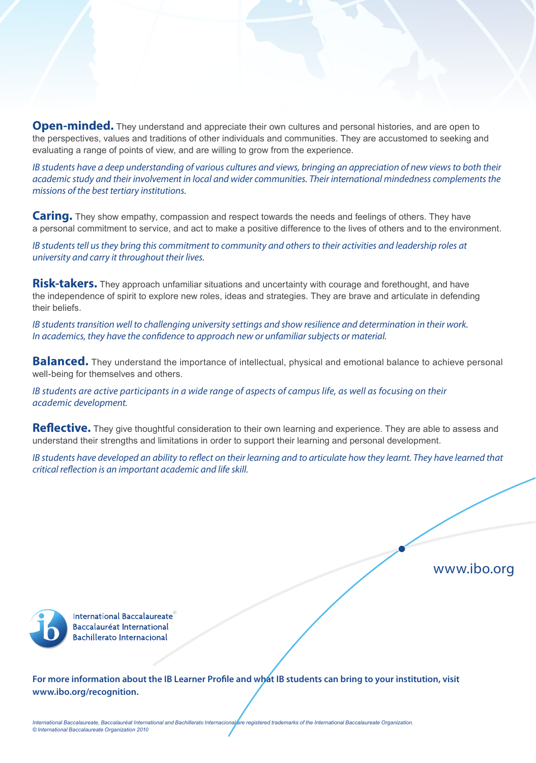**Open-minded.** They understand and appreciate their own cultures and personal histories, and are open to the perspectives, values and traditions of other individuals and communities. They are accustomed to seeking and evaluating a range of points of view, and are willing to grow from the experience.

*IB students have a deep understanding of various cultures and views, bringing an appreciation of new views to both their academic study and their involvement in local and wider communities. Their international mindedness complements the missions of the best tertiary institutions.*

**Caring.** They show empathy, compassion and respect towards the needs and feelings of others. They have a personal commitment to service, and act to make a positive difference to the lives of others and to the environment.

*IB students tell us they bring this commitment to community and others to their activities and leadership roles at university and carry it throughout their lives.*

**Risk-takers.** They approach unfamiliar situations and uncertainty with courage and forethought, and have the independence of spirit to explore new roles, ideas and strategies. They are brave and articulate in defending their beliefs.

*IB students transition well to challenging university settings and show resilience and determination in their work. In academics, they have the confidence to approach new or unfamiliar subjects or material.*

**Balanced.** They understand the importance of intellectual, physical and emotional balance to achieve personal well-being for themselves and others.

*IB students are active participants in a wide range of aspects of campus life, as well as focusing on their academic development.*

**Reflective.** They give thoughtful consideration to their own learning and experience. They are able to assess and understand their strengths and limitations in order to support their learning and personal development.

*IB students have developed an ability to reflect on their learning and to articulate how they learnt. They have learned that critical reflection is an important academic and life skill.*

www.ibo.org

International Baccalaureate®
Baccalauréat International
Bachillerato Internacional

**For more information about the IB Learner Profile and what IB students can bring to your institution, visit www.ibo.org/recognition.**

*International Baccalaureate, Baccalauréat International and Bachillerato Internacional are registered trademarks of the International Baccalaureate Organization.*
*© International Baccalaureate Organization 2010*